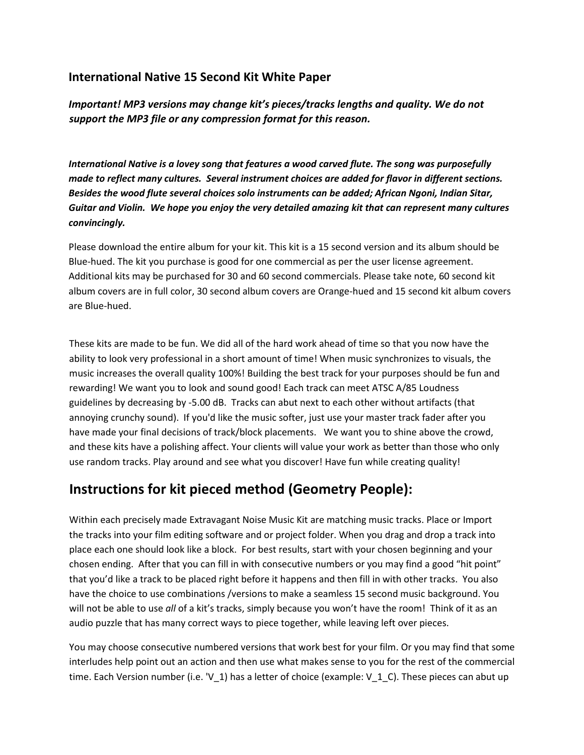### International Native 15 Second Kit White Paper

***Important! MP3 versions may change kit's pieces/tracks lengths and quality. We do not support the MP3 file or any compression format for this reason.***

***International Native is a lovey song that features a wood carved flute. The song was purposefully made to reflect many cultures. Several instrument choices are added for flavor in different sections. Besides the wood flute several choices solo instruments can be added; African Ngoni, Indian Sitar, Guitar and Violin. We hope you enjoy the very detailed amazing kit that can represent many cultures convincingly.***

Please download the entire album for your kit. This kit is a 15 second version and its album should be Blue-hued. The kit you purchase is good for one commercial as per the user license agreement. Additional kits may be purchased for 30 and 60 second commercials. Please take note, 60 second kit album covers are in full color, 30 second album covers are Orange-hued and 15 second kit album covers are Blue-hued.

These kits are made to be fun. We did all of the hard work ahead of time so that you now have the ability to look very professional in a short amount of time! When music synchronizes to visuals, the music increases the overall quality 100%! Building the best track for your purposes should be fun and rewarding! We want you to look and sound good! Each track can meet ATSC A/85 Loudness guidelines by decreasing by -5.00 dB. Tracks can abut next to each other without artifacts (that annoying crunchy sound). If you'd like the music softer, just use your master track fader after you have made your final decisions of track/block placements. We want you to shine above the crowd, and these kits have a polishing affect. Your clients will value your work as better than those who only use random tracks. Play around and see what you discover! Have fun while creating quality!

## Instructions for kit pieced method (Geometry People):

Within each precisely made Extravagant Noise Music Kit are matching music tracks. Place or Import the tracks into your film editing software and or project folder. When you drag and drop a track into place each one should look like a block. For best results, start with your chosen beginning and your chosen ending. After that you can fill in with consecutive numbers or you may find a good "hit point" that you'd like a track to be placed right before it happens and then fill in with other tracks. You also have the choice to use combinations /versions to make a seamless 15 second music background. You will not be able to use *all* of a kit's tracks, simply because you won't have the room! Think of it as an audio puzzle that has many correct ways to piece together, while leaving left over pieces.

You may choose consecutive numbered versions that work best for your film. Or you may find that some interludes help point out an action and then use what makes sense to you for the rest of the commercial time. Each Version number (i.e. 'V_1) has a letter of choice (example: V_1_C). These pieces can abut up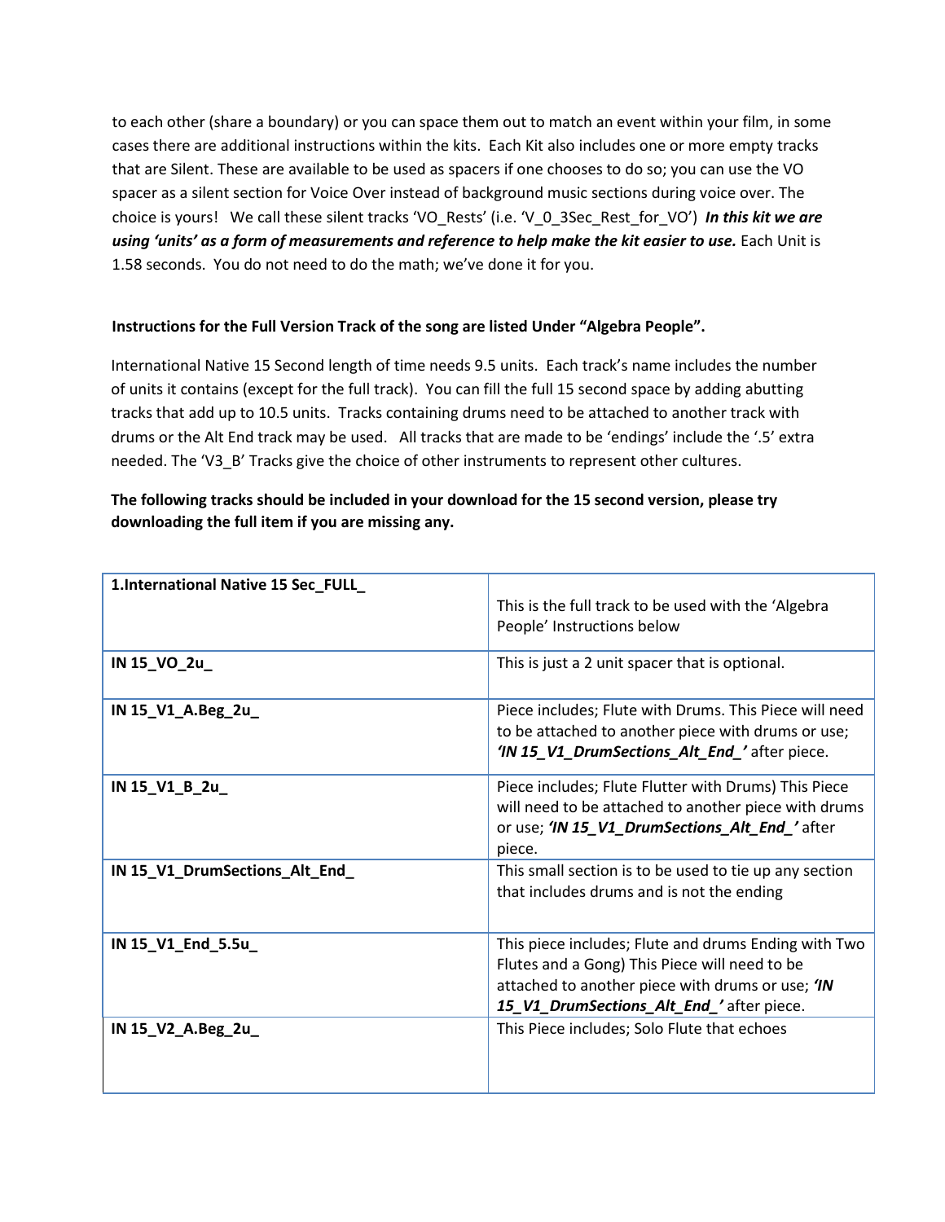to each other (share a boundary) or you can space them out to match an event within your film, in some cases there are additional instructions within the kits. Each Kit also includes one or more empty tracks that are Silent. These are available to be used as spacers if one chooses to do so; you can use the VO spacer as a silent section for Voice Over instead of background music sections during voice over. The choice is yours! We call these silent tracks 'VO_Rests' (i.e. 'V_0_3Sec_Rest_for_VO') ***In this kit we are using 'units' as a form of measurements and reference to help make the kit easier to use.*** Each Unit is 1.58 seconds. You do not need to do the math; we've done it for you.

**Instructions for the Full Version Track of the song are listed Under "Algebra People".**

International Native 15 Second length of time needs 9.5 units. Each track's name includes the number of units it contains (except for the full track). You can fill the full 15 second space by adding abutting tracks that add up to 10.5 units. Tracks containing drums need to be attached to another track with drums or the Alt End track may be used. All tracks that are made to be 'endings' include the '.5' extra needed. The 'V3_B' Tracks give the choice of other instruments to represent other cultures.

**The following tracks should be included in your download for the 15 second version, please try downloading the full item if you are missing any.**

| **1.International Native 15 Sec_FULL_** | This is the full track to be used with the 'Algebra People' Instructions below |
|---|---|
| **IN 15_VO_2u_** | This is just a 2 unit spacer that is optional. |
| **IN 15_V1_A.Beg_2u_** | Piece includes; Flute with Drums. This Piece will need to be attached to another piece with drums or use; ***'IN 15_V1_DrumSections_Alt_End_'*** after piece. |
| **IN 15_V1_B_2u_** | Piece includes; Flute Flutter with Drums) This Piece will need to be attached to another piece with drums or use; ***'IN 15_V1_DrumSections_Alt_End_'*** after piece. |
| **IN 15_V1_DrumSections_Alt_End_** | This small section is to be used to tie up any section that includes drums and is not the ending |
| **IN 15_V1_End_5.5u_** | This piece includes; Flute and drums Ending with Two Flutes and a Gong) This Piece will need to be attached to another piece with drums or use; ***'IN 15_V1_DrumSections_Alt_End_'*** after piece. |
| **IN 15_V2_A.Beg_2u_** | This Piece includes; Solo Flute that echoes |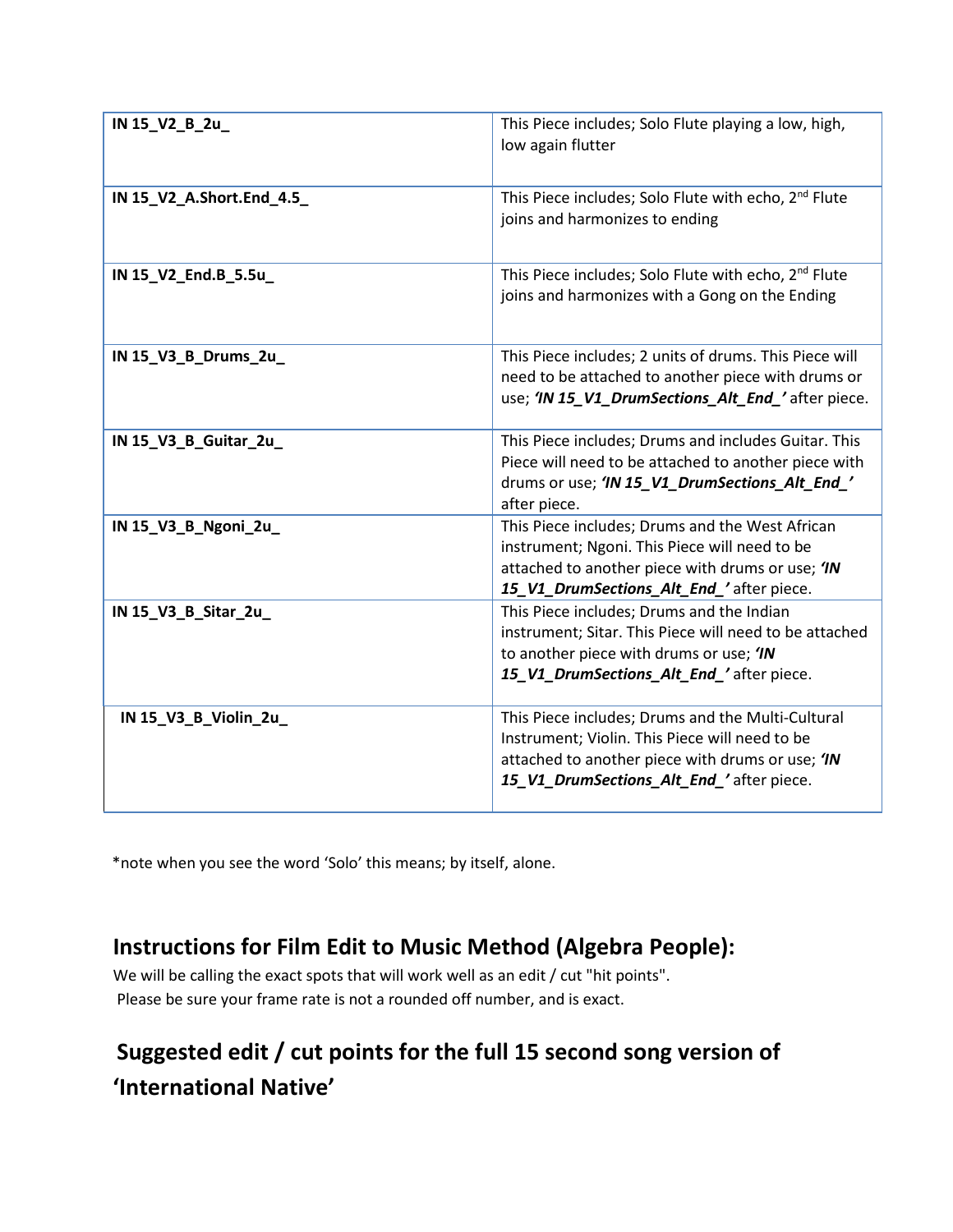| IN 15_V2_B_2u_ | This Piece includes; Solo Flute playing a low, high, low again flutter |
|---|---|
| IN 15_V2_A.Short.End_4.5_ | This Piece includes; Solo Flute with echo, 2nd Flute joins and harmonizes to ending |
| IN 15_V2_End.B_5.5u_ | This Piece includes; Solo Flute with echo, 2nd Flute joins and harmonizes with a Gong on the Ending |
| IN 15_V3_B_Drums_2u_ | This Piece includes; 2 units of drums. This Piece will need to be attached to another piece with drums or use; ***'IN 15_V1_DrumSections_Alt_End_'*** after piece. |
| IN 15_V3_B_Guitar_2u_ | This Piece includes; Drums and includes Guitar. This Piece will need to be attached to another piece with drums or use; ***'IN 15_V1_DrumSections_Alt_End_'*** after piece. |
| IN 15_V3_B_Ngoni_2u_ | This Piece includes; Drums and the West African instrument; Ngoni. This Piece will need to be attached to another piece with drums or use; ***'IN 15_V1_DrumSections_Alt_End_'*** after piece. |
| IN 15_V3_B_Sitar_2u_ | This Piece includes; Drums and the Indian instrument; Sitar. This Piece will need to be attached to another piece with drums or use; ***'IN 15_V1_DrumSections_Alt_End_'*** after piece. |
| IN 15_V3_B_Violin_2u_ | This Piece includes; Drums and the Multi-Cultural Instrument; Violin. This Piece will need to be attached to another piece with drums or use; ***'IN 15_V1_DrumSections_Alt_End_'*** after piece. |

*note when you see the word 'Solo' this means; by itself, alone.

## Instructions for Film Edit to Music Method (Algebra People):

We will be calling the exact spots that will work well as an edit / cut "hit points".
Please be sure your frame rate is not a rounded off number, and is exact.

## Suggested edit / cut points for the full 15 second song version of 'International Native'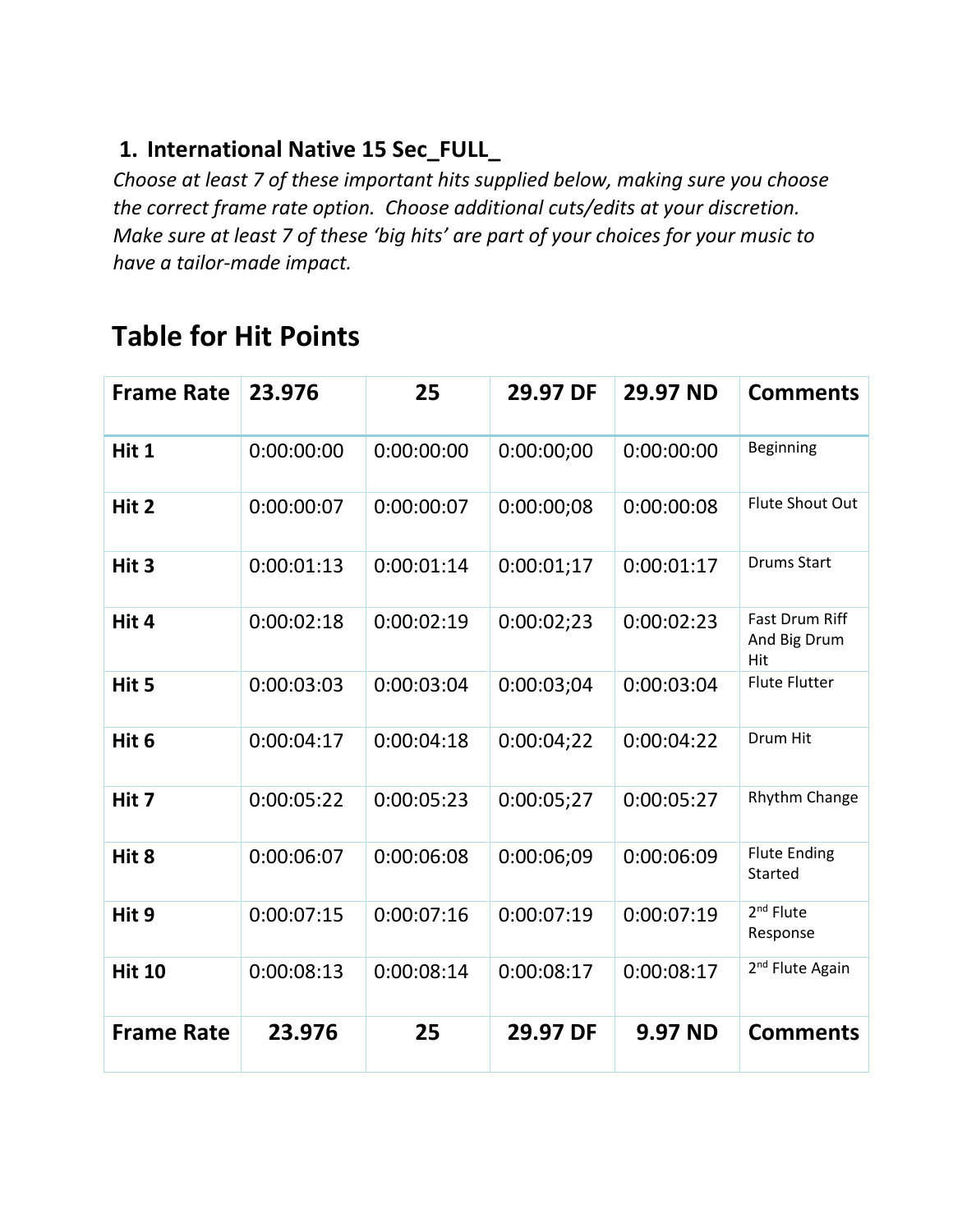## 1. International Native 15 Sec_FULL_

*Choose at least 7 of these important hits supplied below, making sure you choose the correct frame rate option. Choose additional cuts/edits at your discretion. Make sure at least 7 of these 'big hits' are part of your choices for your music to have a tailor-made impact.*

# Table for Hit Points

| **Frame Rate** | **23.976** | **25** | **29.97 DF** | **29.97 ND** | **Comments** |
|---|---|---|---|---|---|
| **Hit 1** | 0:00:00:00 | 0:00:00:00 | 0:00:00;00 | 0:00:00:00 | Beginning |
| **Hit 2** | 0:00:00:07 | 0:00:00:07 | 0:00:00;08 | 0:00:00:08 | Flute Shout Out |
| **Hit 3** | 0:00:01:13 | 0:00:01:14 | 0:00:01;17 | 0:00:01:17 | Drums Start |
| **Hit 4** | 0:00:02:18 | 0:00:02:19 | 0:00:02;23 | 0:00:02:23 | Fast Drum Riff And Big Drum Hit |
| **Hit 5** | 0:00:03:03 | 0:00:03:04 | 0:00:03;04 | 0:00:03:04 | Flute Flutter |
| **Hit 6** | 0:00:04:17 | 0:00:04:18 | 0:00:04;22 | 0:00:04:22 | Drum Hit |
| **Hit 7** | 0:00:05:22 | 0:00:05:23 | 0:00:05;27 | 0:00:05:27 | Rhythm Change |
| **Hit 8** | 0:00:06:07 | 0:00:06:08 | 0:00:06;09 | 0:00:06:09 | Flute Ending Started |
| **Hit 9** | 0:00:07:15 | 0:00:07:16 | 0:00:07:19 | 0:00:07:19 | 2nd Flute Response |
| **Hit 10** | 0:00:08:13 | 0:00:08:14 | 0:00:08:17 | 0:00:08:17 | 2nd Flute Again |
| **Frame Rate** | **23.976** | **25** | **29.97 DF** | **9.97 ND** | **Comments** |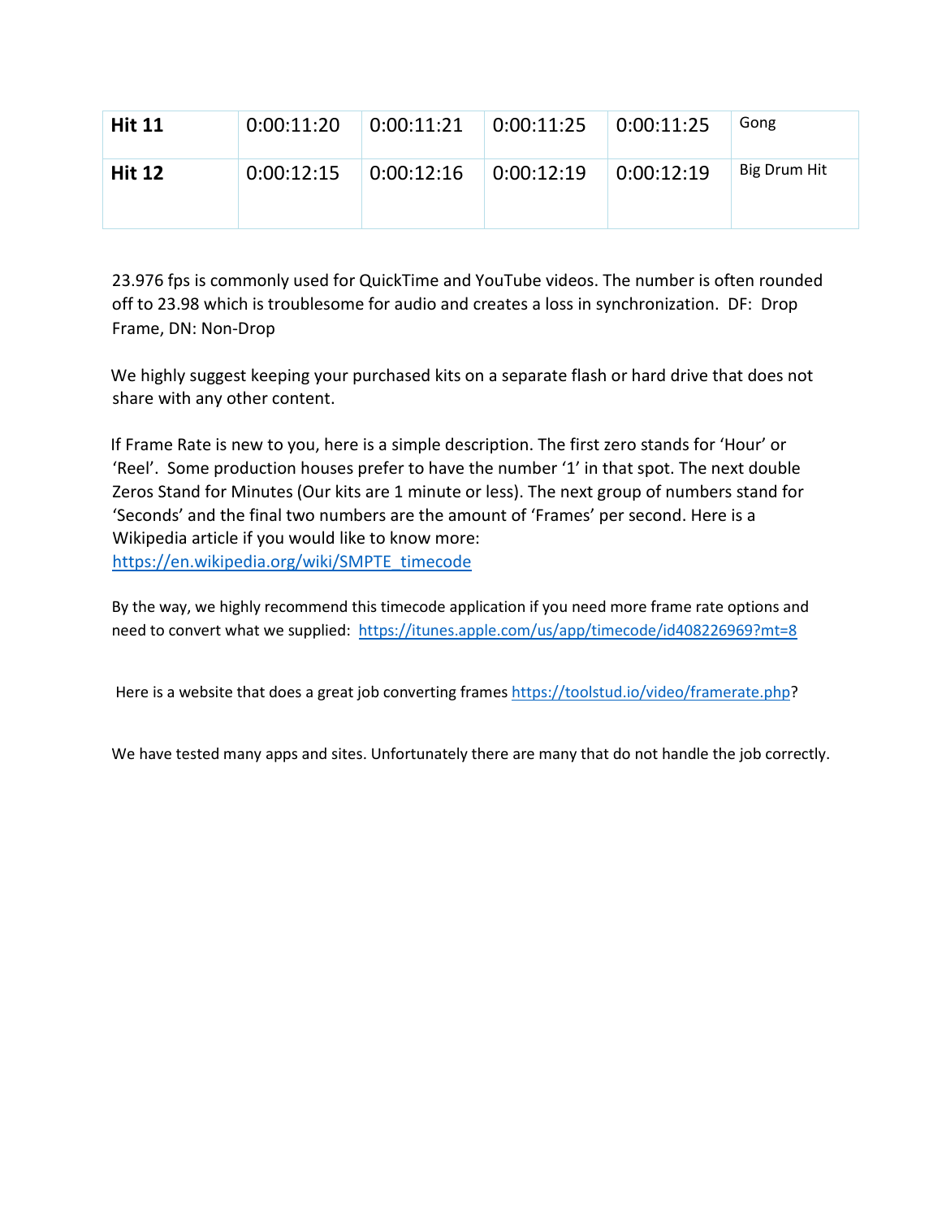| | | | | | |
|---|---|---|---|---|---|
| **Hit 11** | 0:00:11:20 | 0:00:11:21 | 0:00:11:25 | 0:00:11:25 | Gong |
| **Hit 12** | 0:00:12:15 | 0:00:12:16 | 0:00:12:19 | 0:00:12:19 | Big Drum Hit |

23.976 fps is commonly used for QuickTime and YouTube videos. The number is often rounded off to 23.98 which is troublesome for audio and creates a loss in synchronization. DF: Drop Frame, DN: Non-Drop

We highly suggest keeping your purchased kits on a separate flash or hard drive that does not share with any other content.

If Frame Rate is new to you, here is a simple description. The first zero stands for 'Hour' or 'Reel'. Some production houses prefer to have the number '1' in that spot. The next double Zeros Stand for Minutes (Our kits are 1 minute or less). The next group of numbers stand for 'Seconds' and the final two numbers are the amount of 'Frames' per second. Here is a Wikipedia article if you would like to know more: https://en.wikipedia.org/wiki/SMPTE_timecode

By the way, we highly recommend this timecode application if you need more frame rate options and need to convert what we supplied: https://itunes.apple.com/us/app/timecode/id408226969?mt=8

Here is a website that does a great job converting frames https://toolstud.io/video/framerate.php?

We have tested many apps and sites. Unfortunately there are many that do not handle the job correctly.